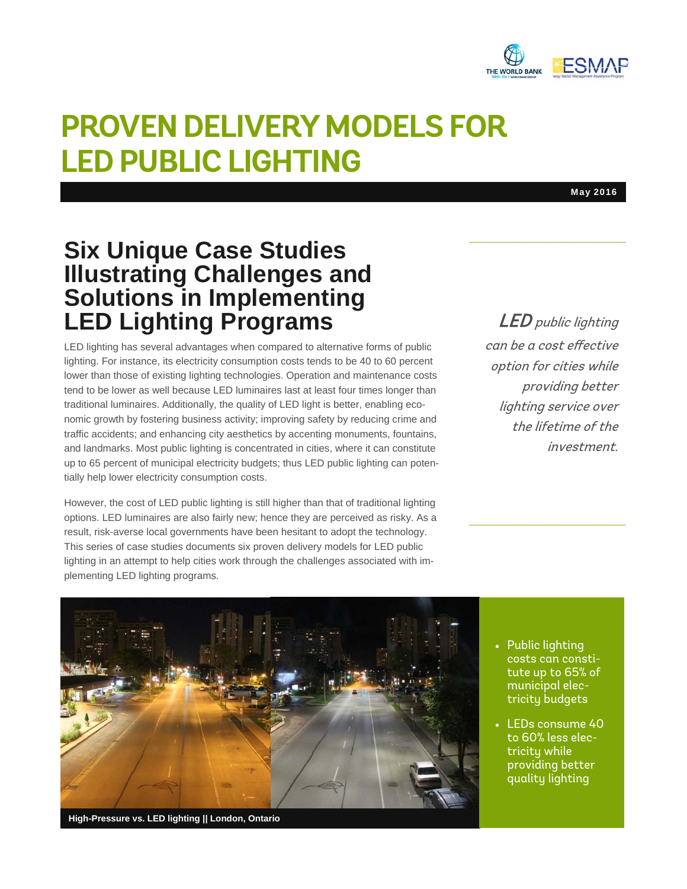# PROVEN DELIVERY MODELS FOR LED PUBLIC LIGHTING

**May 2016**

## Six Unique Case Studies Illustrating Challenges and Solutions in Implementing LED Lighting Programs

LED lighting has several advantages when compared to alternative forms of public lighting. For instance, its electricity consumption costs tends to be 40 to 60 percent lower than those of existing lighting technologies. Operation and maintenance costs tend to be lower as well because LED luminaires last at least four times longer than traditional luminaires. Additionally, the quality of LED light is better, enabling economic growth by fostering business activity; improving safety by reducing crime and traffic accidents; and enhancing city aesthetics by accenting monuments, fountains, and landmarks. Most public lighting is concentrated in cities, where it can constitute up to 65 percent of municipal electricity budgets; thus LED public lighting can potentially help lower electricity consumption costs.

However, the cost of LED public lighting is still higher than that of traditional lighting options. LED luminaires are also fairly new; hence they are perceived as risky. As a result, risk-averse local governments have been hesitant to adopt the technology. This series of case studies documents six proven delivery models for LED public lighting in an attempt to help cities work through the challenges associated with implementing LED lighting programs.

*LED public lighting can be a cost effective option for cities while providing better lighting service over the lifetime of the investment.*

**High-Pressure vs. LED lighting || London, Ontario**

- Public lighting costs can constitute up to 65% of municipal electricity budgets
- LEDs consume 40 to 60% less electricity while providing better quality lighting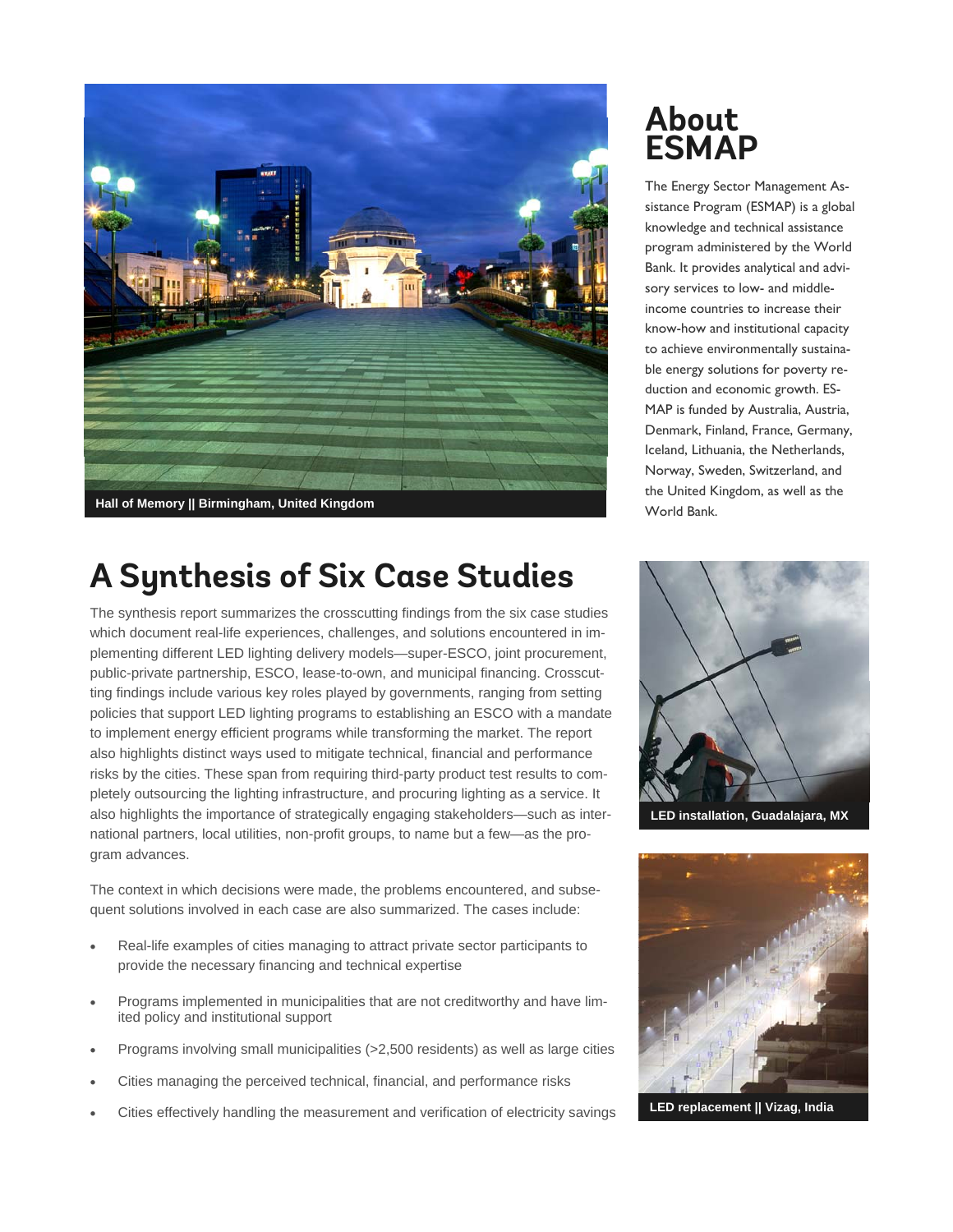Hall of Memory || Birmingham, United Kingdom

## About ESMAP

The Energy Sector Management Assistance Program (ESMAP) is a global knowledge and technical assistance program administered by the World Bank. It provides analytical and advisory services to low- and middle-income countries to increase their know-how and institutional capacity to achieve environmentally sustainable energy solutions for poverty reduction and economic growth. ESMAP is funded by Australia, Austria, Denmark, Finland, France, Germany, Iceland, Lithuania, the Netherlands, Norway, Sweden, Switzerland, and the United Kingdom, as well as the World Bank.

## A Synthesis of Six Case Studies

The synthesis report summarizes the crosscutting findings from the six case studies which document real-life experiences, challenges, and solutions encountered in implementing different LED lighting delivery models—super-ESCO, joint procurement, public-private partnership, ESCO, lease-to-own, and municipal financing. Crosscutting findings include various key roles played by governments, ranging from setting policies that support LED lighting programs to establishing an ESCO with a mandate to implement energy efficient programs while transforming the market. The report also highlights distinct ways used to mitigate technical, financial and performance risks by the cities. These span from requiring third-party product test results to completely outsourcing the lighting infrastructure, and procuring lighting as a service. It also highlights the importance of strategically engaging stakeholders—such as international partners, local utilities, non-profit groups, to name but a few—as the program advances.

The context in which decisions were made, the problems encountered, and subsequent solutions involved in each case are also summarized. The cases include:

- Real-life examples of cities managing to attract private sector participants to provide the necessary financing and technical expertise
- Programs implemented in municipalities that are not creditworthy and have limited policy and institutional support
- Programs involving small municipalities (>2,500 residents) as well as large cities
- Cities managing the perceived technical, financial, and performance risks
- Cities effectively handling the measurement and verification of electricity savings

LED installation, Guadalajara, MX

LED replacement || Vizag, India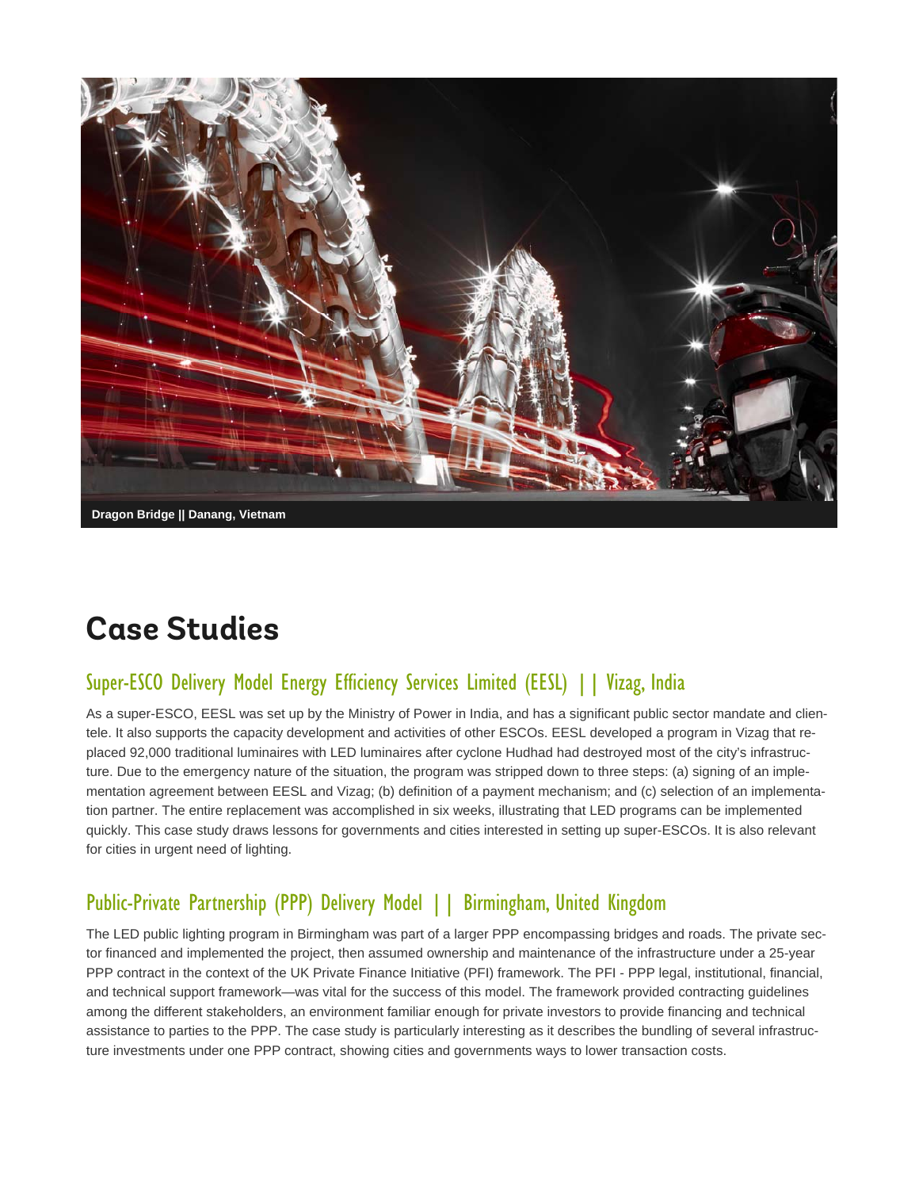Dragon Bridge || Danang, Vietnam

# Case Studies

## Super-ESCO Delivery Model Energy Efficiency Services Limited (EESL) || Vizag, India

As a super-ESCO, EESL was set up by the Ministry of Power in India, and has a significant public sector mandate and clientele. It also supports the capacity development and activities of other ESCOs. EESL developed a program in Vizag that replaced 92,000 traditional luminaires with LED luminaires after cyclone Hudhad had destroyed most of the city's infrastructure. Due to the emergency nature of the situation, the program was stripped down to three steps: (a) signing of an implementation agreement between EESL and Vizag; (b) definition of a payment mechanism; and (c) selection of an implementation partner. The entire replacement was accomplished in six weeks, illustrating that LED programs can be implemented quickly. This case study draws lessons for governments and cities interested in setting up super-ESCOs. It is also relevant for cities in urgent need of lighting.

## Public-Private Partnership (PPP) Delivery Model || Birmingham, United Kingdom

The LED public lighting program in Birmingham was part of a larger PPP encompassing bridges and roads. The private sector financed and implemented the project, then assumed ownership and maintenance of the infrastructure under a 25-year PPP contract in the context of the UK Private Finance Initiative (PFI) framework. The PFI - PPP legal, institutional, financial, and technical support framework—was vital for the success of this model. The framework provided contracting guidelines among the different stakeholders, an environment familiar enough for private investors to provide financing and technical assistance to parties to the PPP. The case study is particularly interesting as it describes the bundling of several infrastructure investments under one PPP contract, showing cities and governments ways to lower transaction costs.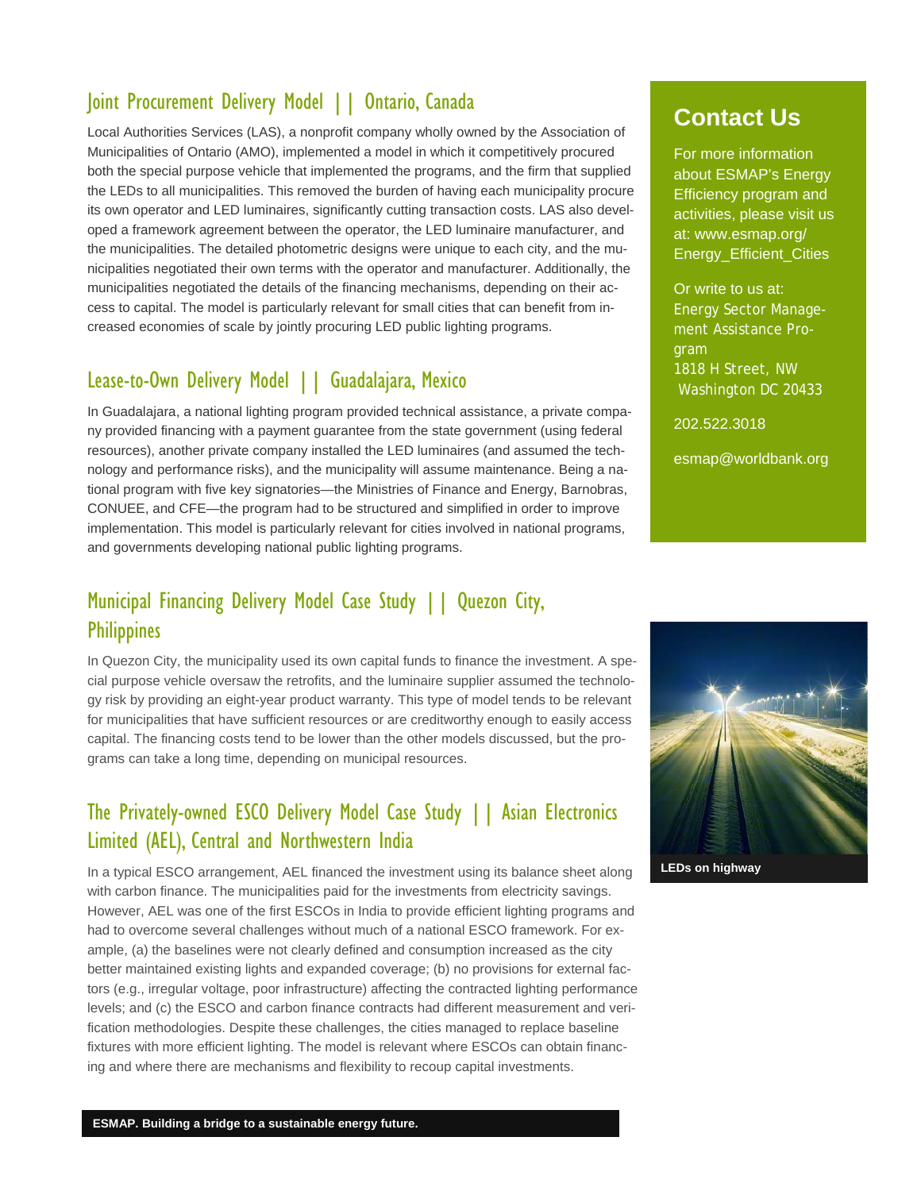## Joint Procurement Delivery Model || Ontario, Canada

Local Authorities Services (LAS), a nonprofit company wholly owned by the Association of Municipalities of Ontario (AMO), implemented a model in which it competitively procured both the special purpose vehicle that implemented the programs, and the firm that supplied the LEDs to all municipalities. This removed the burden of having each municipality procure its own operator and LED luminaires, significantly cutting transaction costs. LAS also developed a framework agreement between the operator, the LED luminaire manufacturer, and the municipalities. The detailed photometric designs were unique to each city, and the municipalities negotiated their own terms with the operator and manufacturer. Additionally, the municipalities negotiated the details of the financing mechanisms, depending on their access to capital. The model is particularly relevant for small cities that can benefit from increased economies of scale by jointly procuring LED public lighting programs.

## Lease-to-Own Delivery Model || Guadalajara, Mexico

In Guadalajara, a national lighting program provided technical assistance, a private company provided financing with a payment guarantee from the state government (using federal resources), another private company installed the LED luminaires (and assumed the technology and performance risks), and the municipality will assume maintenance. Being a national program with five key signatories—the Ministries of Finance and Energy, Barnobras, CONUEE, and CFE—the program had to be structured and simplified in order to improve implementation. This model is particularly relevant for cities involved in national programs, and governments developing national public lighting programs.

## Municipal Financing Delivery Model Case Study || Quezon City, Philippines

In Quezon City, the municipality used its own capital funds to finance the investment. A special purpose vehicle oversaw the retrofits, and the luminaire supplier assumed the technology risk by providing an eight-year product warranty. This type of model tends to be relevant for municipalities that have sufficient resources or are creditworthy enough to easily access capital. The financing costs tend to be lower than the other models discussed, but the programs can take a long time, depending on municipal resources.

## The Privately-owned ESCO Delivery Model Case Study || Asian Electronics Limited (AEL), Central and Northwestern India

In a typical ESCO arrangement, AEL financed the investment using its balance sheet along with carbon finance. The municipalities paid for the investments from electricity savings. However, AEL was one of the first ESCOs in India to provide efficient lighting programs and had to overcome several challenges without much of a national ESCO framework. For example, (a) the baselines were not clearly defined and consumption increased as the city better maintained existing lights and expanded coverage; (b) no provisions for external factors (e.g., irregular voltage, poor infrastructure) affecting the contracted lighting performance levels; and (c) the ESCO and carbon finance contracts had different measurement and verification methodologies. Despite these challenges, the cities managed to replace baseline fixtures with more efficient lighting. The model is relevant where ESCOs can obtain financing and where there are mechanisms and flexibility to recoup capital investments.

## Contact Us

For more information about ESMAP's Energy Efficiency program and activities, please visit us at: www.esmap.org/Energy_Efficient_Cities

Or write to us at:
Energy Sector Management Assistance Program
1818 H Street, NW
Washington DC 20433

202.522.3018

esmap@worldbank.org

**LEDs on highway**

**ESMAP. Building a bridge to a sustainable energy future.**